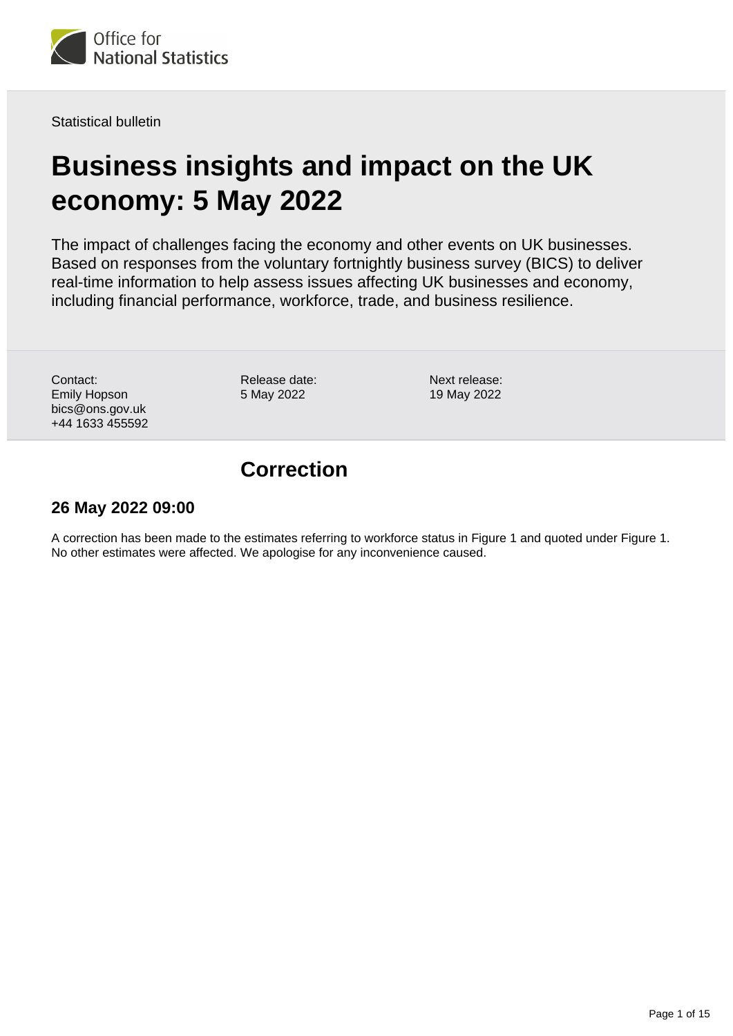Statistical bulletin

# Business insights and impact on the UK economy: 5 May 2022

The impact of challenges facing the economy and other events on UK businesses. Based on responses from the voluntary fortnightly business survey (BICS) to deliver real-time information to help assess issues affecting UK businesses and economy, including financial performance, workforce, trade, and business resilience.

Contact:
Emily Hopson
bics@ons.gov.uk
+44 1633 455592

Release date:
5 May 2022

Next release:
19 May 2022

## Correction

### 26 May 2022 09:00

A correction has been made to the estimates referring to workforce status in Figure 1 and quoted under Figure 1. No other estimates were affected. We apologise for any inconvenience caused.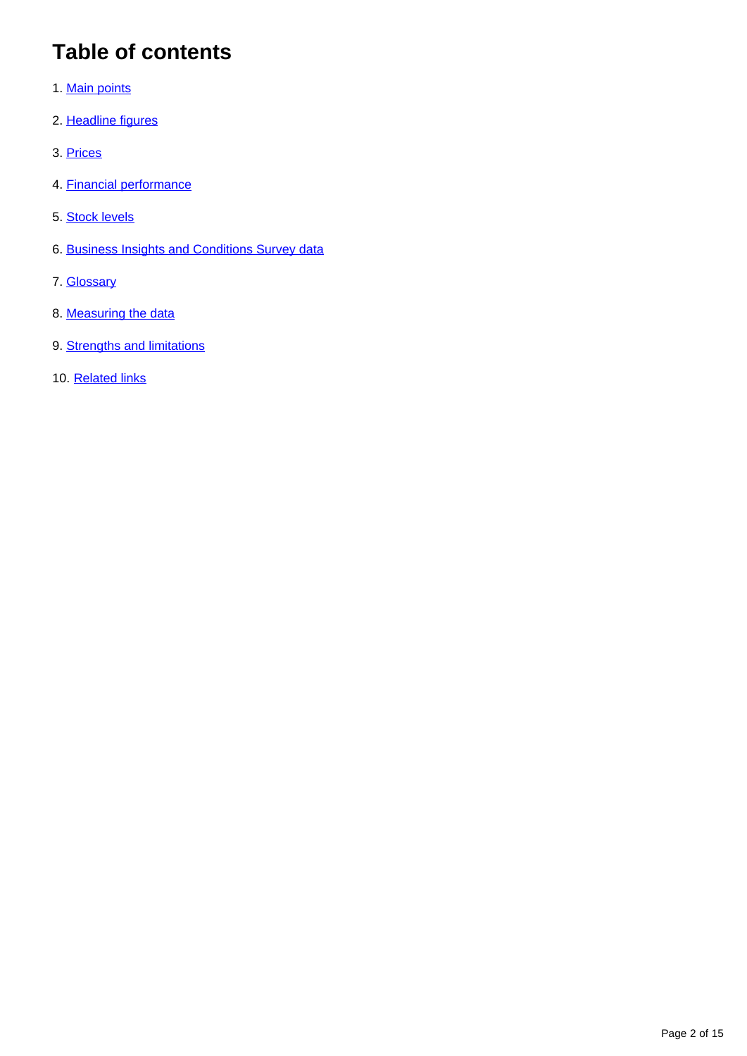# Table of contents

1. Main points
2. Headline figures
3. Prices
4. Financial performance
5. Stock levels
6. Business Insights and Conditions Survey data
7. Glossary
8. Measuring the data
9. Strengths and limitations
10. Related links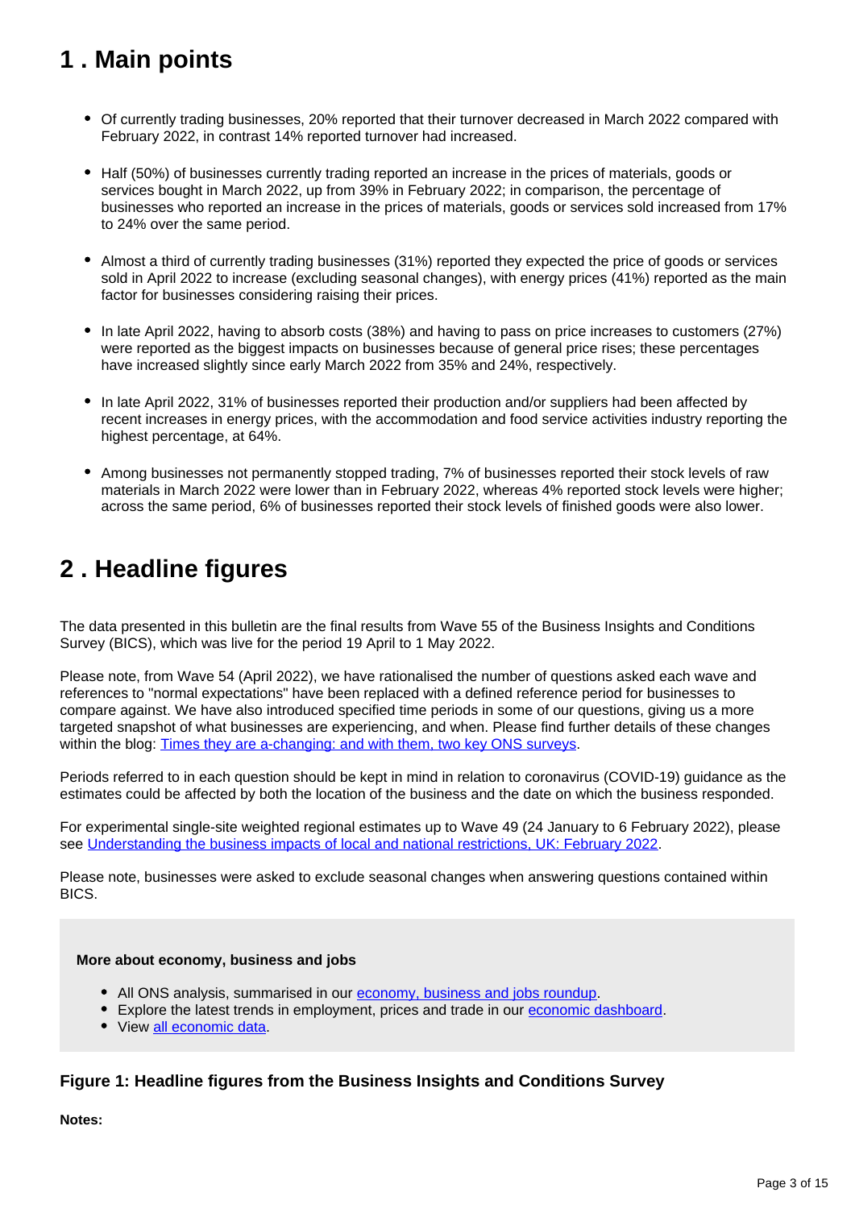## 1 . Main points

- Of currently trading businesses, 20% reported that their turnover decreased in March 2022 compared with February 2022, in contrast 14% reported turnover had increased.
- Half (50%) of businesses currently trading reported an increase in the prices of materials, goods or services bought in March 2022, up from 39% in February 2022; in comparison, the percentage of businesses who reported an increase in the prices of materials, goods or services sold increased from 17% to 24% over the same period.
- Almost a third of currently trading businesses (31%) reported they expected the price of goods or services sold in April 2022 to increase (excluding seasonal changes), with energy prices (41%) reported as the main factor for businesses considering raising their prices.
- In late April 2022, having to absorb costs (38%) and having to pass on price increases to customers (27%) were reported as the biggest impacts on businesses because of general price rises; these percentages have increased slightly since early March 2022 from 35% and 24%, respectively.
- In late April 2022, 31% of businesses reported their production and/or suppliers had been affected by recent increases in energy prices, with the accommodation and food service activities industry reporting the highest percentage, at 64%.
- Among businesses not permanently stopped trading, 7% of businesses reported their stock levels of raw materials in March 2022 were lower than in February 2022, whereas 4% reported stock levels were higher; across the same period, 6% of businesses reported their stock levels of finished goods were also lower.

## 2 . Headline figures

The data presented in this bulletin are the final results from Wave 55 of the Business Insights and Conditions Survey (BICS), which was live for the period 19 April to 1 May 2022.

Please note, from Wave 54 (April 2022), we have rationalised the number of questions asked each wave and references to "normal expectations" have been replaced with a defined reference period for businesses to compare against. We have also introduced specified time periods in some of our questions, giving us a more targeted snapshot of what businesses are experiencing, and when. Please find further details of these changes within the blog: [Times they are a-changing: and with them, two key ONS surveys](#).

Periods referred to in each question should be kept in mind in relation to coronavirus (COVID-19) guidance as the estimates could be affected by both the location of the business and the date on which the business responded.

For experimental single-site weighted regional estimates up to Wave 49 (24 January to 6 February 2022), please see [Understanding the business impacts of local and national restrictions, UK: February 2022](#).

Please note, businesses were asked to exclude seasonal changes when answering questions contained within BICS.

> **More about economy, business and jobs**
>
> - All ONS analysis, summarised in our [economy, business and jobs roundup](#).
> - Explore the latest trends in employment, prices and trade in our [economic dashboard](#).
> - View [all economic data](#).

### Figure 1: Headline figures from the Business Insights and Conditions Survey

**Notes:**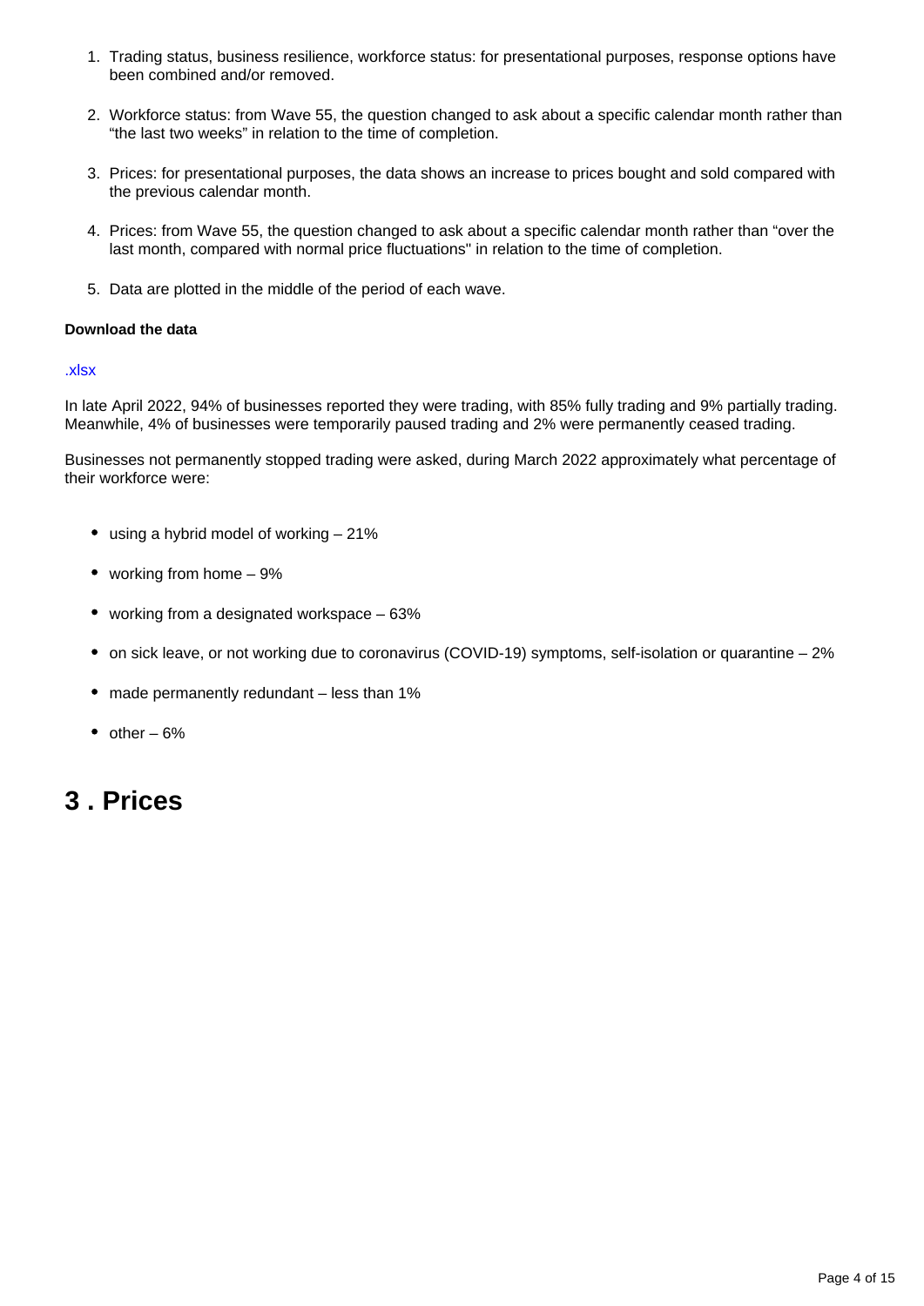1. Trading status, business resilience, workforce status: for presentational purposes, response options have been combined and/or removed.

2. Workforce status: from Wave 55, the question changed to ask about a specific calendar month rather than "the last two weeks" in relation to the time of completion.

3. Prices: for presentational purposes, the data shows an increase to prices bought and sold compared with the previous calendar month.

4. Prices: from Wave 55, the question changed to ask about a specific calendar month rather than "over the last month, compared with normal price fluctuations" in relation to the time of completion.

5. Data are plotted in the middle of the period of each wave.

**Download the data**

.xlsx

In late April 2022, 94% of businesses reported they were trading, with 85% fully trading and 9% partially trading. Meanwhile, 4% of businesses were temporarily paused trading and 2% were permanently ceased trading.

Businesses not permanently stopped trading were asked, during March 2022 approximately what percentage of their workforce were:

- using a hybrid model of working – 21%
- working from home – 9%
- working from a designated workspace – 63%
- on sick leave, or not working due to coronavirus (COVID-19) symptoms, self-isolation or quarantine – 2%
- made permanently redundant – less than 1%
- other – 6%

## 3 . Prices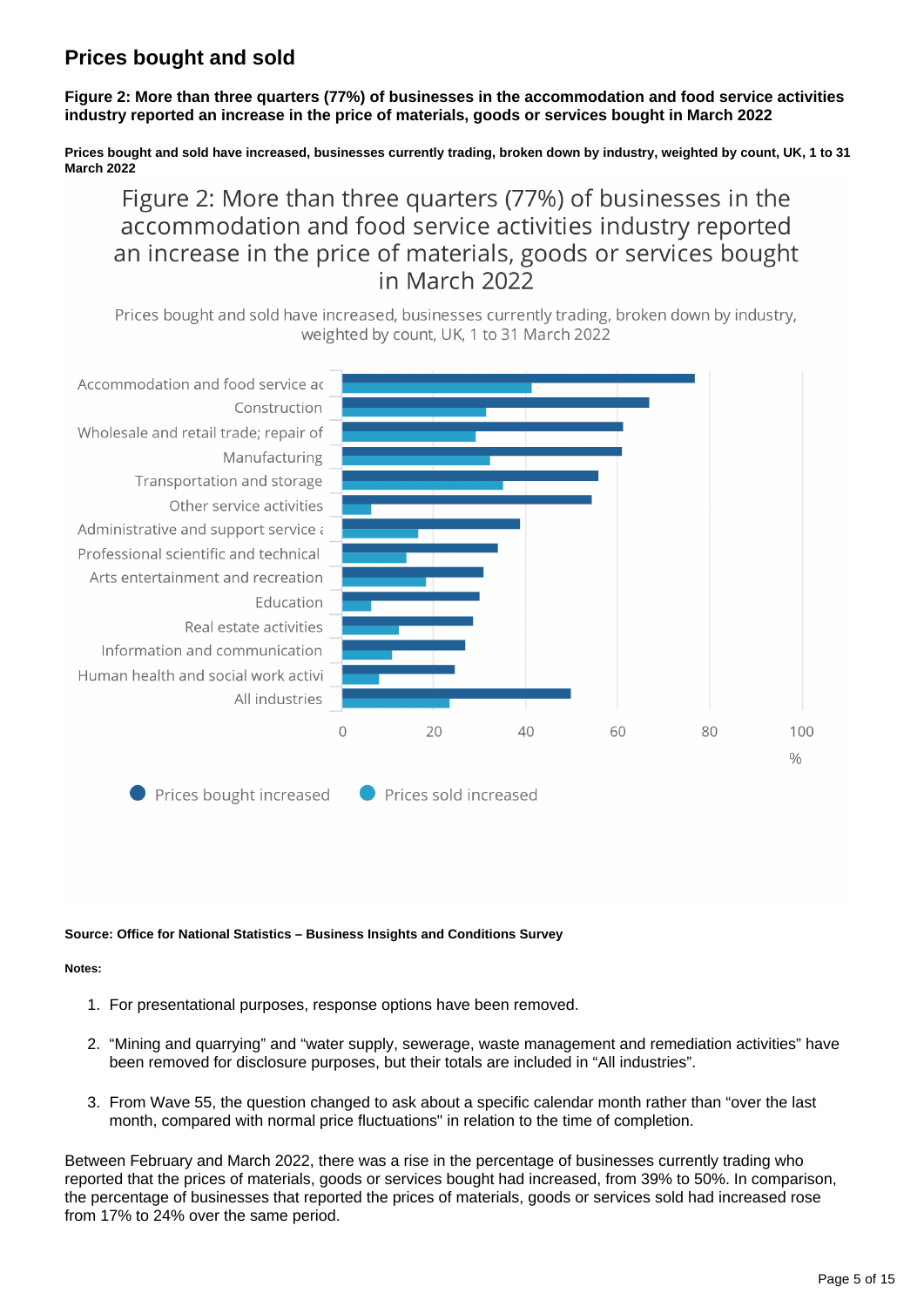## Prices bought and sold

**Figure 2: More than three quarters (77%) of businesses in the accommodation and food service activities industry reported an increase in the price of materials, goods or services bought in March 2022**

**Prices bought and sold have increased, businesses currently trading, broken down by industry, weighted by count, UK, 1 to 31 March 2022**

Figure 2: More than three quarters (77%) of businesses in the accommodation and food service activities industry reported an increase in the price of materials, goods or services bought in March 2022

Prices bought and sold have increased, businesses currently trading, broken down by industry, weighted by count, UK, 1 to 31 March 2022

| Industry | Prices bought increased (%) | Prices sold increased (%) |
|---|---|---|
| Accommodation and food service ac | 77 | 41 |
| Construction | 67 | 31 |
| Wholesale and retail trade; repair of | 61 | 29 |
| Manufacturing | 61 | 32 |
| Transportation and storage | 56 | 35 |
| Other service activities | 54 | 6 |
| Administrative and support service a | 39 | 17 |
| Professional scientific and technical | 34 | 14 |
| Arts entertainment and recreation | 31 | 18 |
| Education | 30 | 6 |
| Real estate activities | 29 | 12 |
| Information and communication | 27 | 11 |
| Human health and social work activi | 25 | 8 |
| All industries | 50 | 24 |

**Source: Office for National Statistics – Business Insights and Conditions Survey**

**Notes:**

1. For presentational purposes, response options have been removed.
2. “Mining and quarrying” and “water supply, sewerage, waste management and remediation activities” have been removed for disclosure purposes, but their totals are included in “All industries”.
3. From Wave 55, the question changed to ask about a specific calendar month rather than “over the last month, compared with normal price fluctuations" in relation to the time of completion.

Between February and March 2022, there was a rise in the percentage of businesses currently trading who reported that the prices of materials, goods or services bought had increased, from 39% to 50%. In comparison, the percentage of businesses that reported the prices of materials, goods or services sold had increased rose from 17% to 24% over the same period.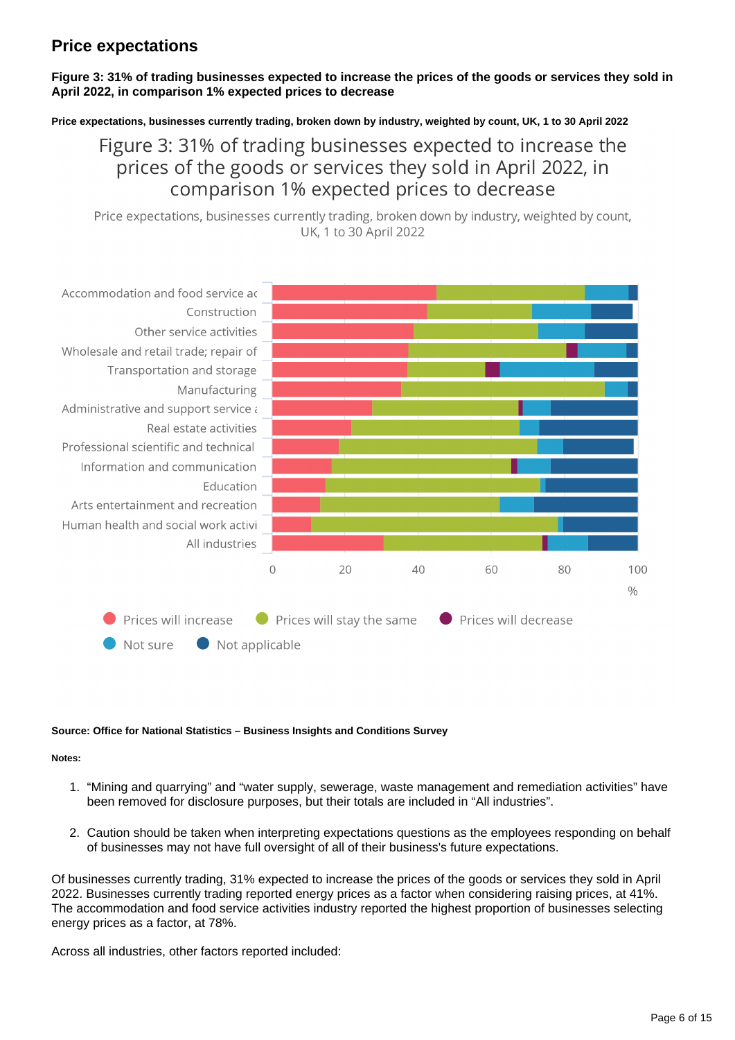## Price expectations

**Figure 3: 31% of trading businesses expected to increase the prices of the goods or services they sold in April 2022, in comparison 1% expected prices to decrease**

**Price expectations, businesses currently trading, broken down by industry, weighted by count, UK, 1 to 30 April 2022**

Figure 3: 31% of trading businesses expected to increase the prices of the goods or services they sold in April 2022, in comparison 1% expected prices to decrease

Price expectations, businesses currently trading, broken down by industry, weighted by count, UK, 1 to 30 April 2022

**Source: Office for National Statistics – Business Insights and Conditions Survey**

**Notes:**

1. "Mining and quarrying" and "water supply, sewerage, waste management and remediation activities" have been removed for disclosure purposes, but their totals are included in "All industries".
2. Caution should be taken when interpreting expectations questions as the employees responding on behalf of businesses may not have full oversight of all of their business's future expectations.

Of businesses currently trading, 31% expected to increase the prices of the goods or services they sold in April 2022. Businesses currently trading reported energy prices as a factor when considering raising prices, at 41%. The accommodation and food service activities industry reported the highest proportion of businesses selecting energy prices as a factor, at 78%.

Across all industries, other factors reported included: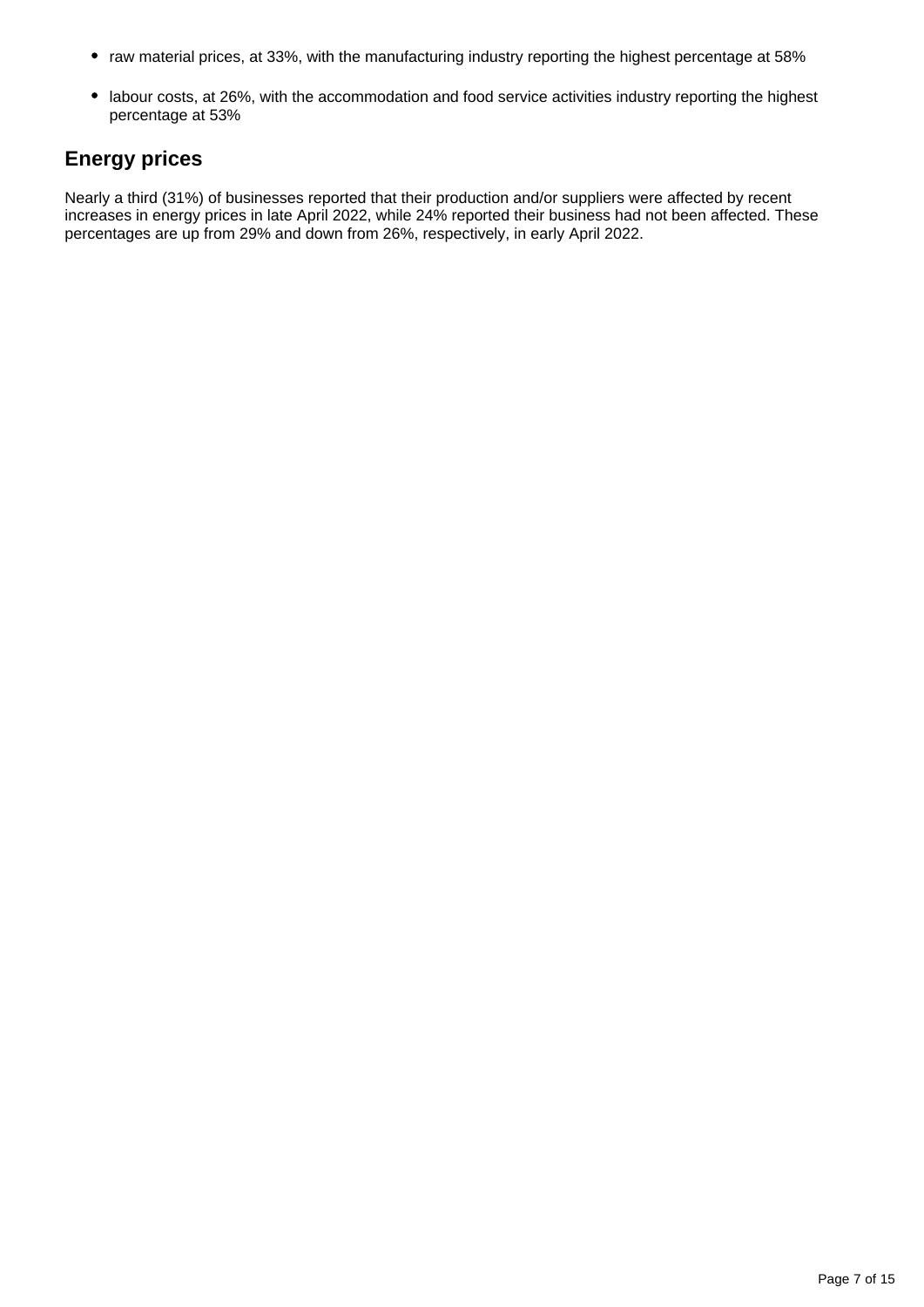- raw material prices, at 33%, with the manufacturing industry reporting the highest percentage at 58%
- labour costs, at 26%, with the accommodation and food service activities industry reporting the highest percentage at 53%

## Energy prices

Nearly a third (31%) of businesses reported that their production and/or suppliers were affected by recent increases in energy prices in late April 2022, while 24% reported their business had not been affected. These percentages are up from 29% and down from 26%, respectively, in early April 2022.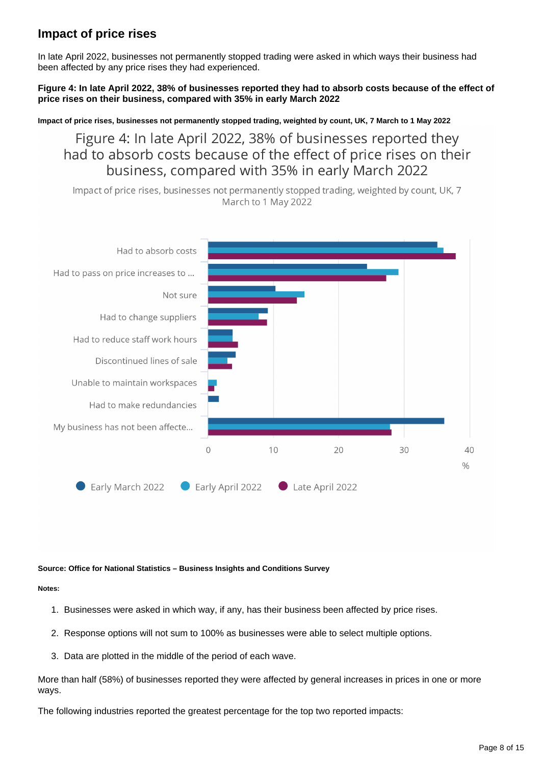## Impact of price rises

In late April 2022, businesses not permanently stopped trading were asked in which ways their business had been affected by any price rises they had experienced.

**Figure 4: In late April 2022, 38% of businesses reported they had to absorb costs because of the effect of price rises on their business, compared with 35% in early March 2022**

**Impact of price rises, businesses not permanently stopped trading, weighted by count, UK, 7 March to 1 May 2022**

Figure 4: In late April 2022, 38% of businesses reported they had to absorb costs because of the effect of price rises on their business, compared with 35% in early March 2022

Impact of price rises, businesses not permanently stopped trading, weighted by count, UK, 7 March to 1 May 2022

Had to absorb costs

Had to pass on price increases to ...

Not sure

Had to change suppliers

Had to reduce staff work hours

Discontinued lines of sale

Unable to maintain workspaces

Had to make redundancies

My business has not been affecte...

0 10 20 30 40

%

Early March 2022 Early April 2022 Late April 2022

**Source: Office for National Statistics – Business Insights and Conditions Survey**

**Notes:**

1. Businesses were asked in which way, if any, has their business been affected by price rises.
2. Response options will not sum to 100% as businesses were able to select multiple options.
3. Data are plotted in the middle of the period of each wave.

More than half (58%) of businesses reported they were affected by general increases in prices in one or more ways.

The following industries reported the greatest percentage for the top two reported impacts: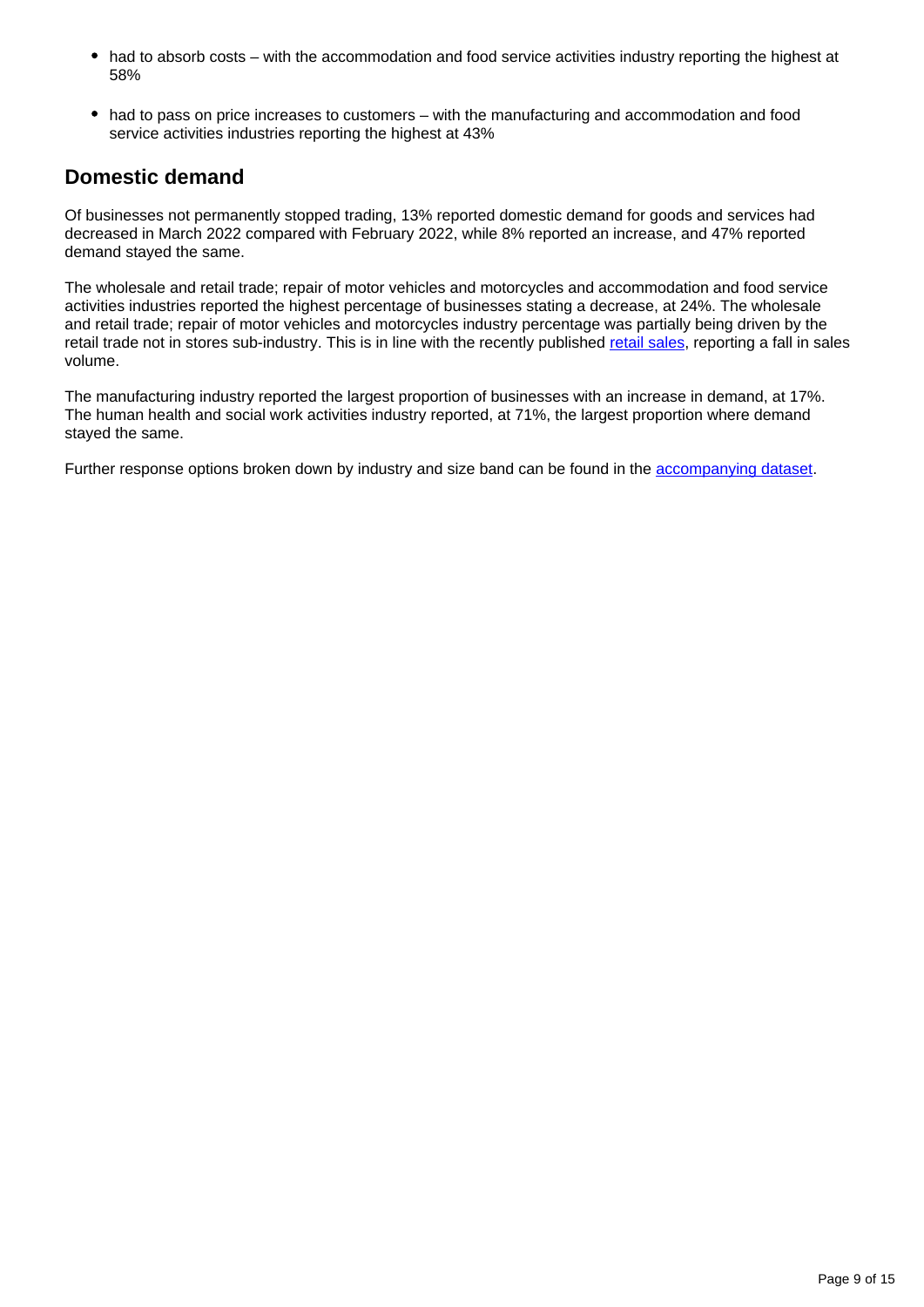- had to absorb costs – with the accommodation and food service activities industry reporting the highest at 58%
- had to pass on price increases to customers – with the manufacturing and accommodation and food service activities industries reporting the highest at 43%

## Domestic demand

Of businesses not permanently stopped trading, 13% reported domestic demand for goods and services had decreased in March 2022 compared with February 2022, while 8% reported an increase, and 47% reported demand stayed the same.

The wholesale and retail trade; repair of motor vehicles and motorcycles and accommodation and food service activities industries reported the highest percentage of businesses stating a decrease, at 24%. The wholesale and retail trade; repair of motor vehicles and motorcycles industry percentage was partially being driven by the retail trade not in stores sub-industry. This is in line with the recently published retail sales, reporting a fall in sales volume.

The manufacturing industry reported the largest proportion of businesses with an increase in demand, at 17%. The human health and social work activities industry reported, at 71%, the largest proportion where demand stayed the same.

Further response options broken down by industry and size band can be found in the accompanying dataset.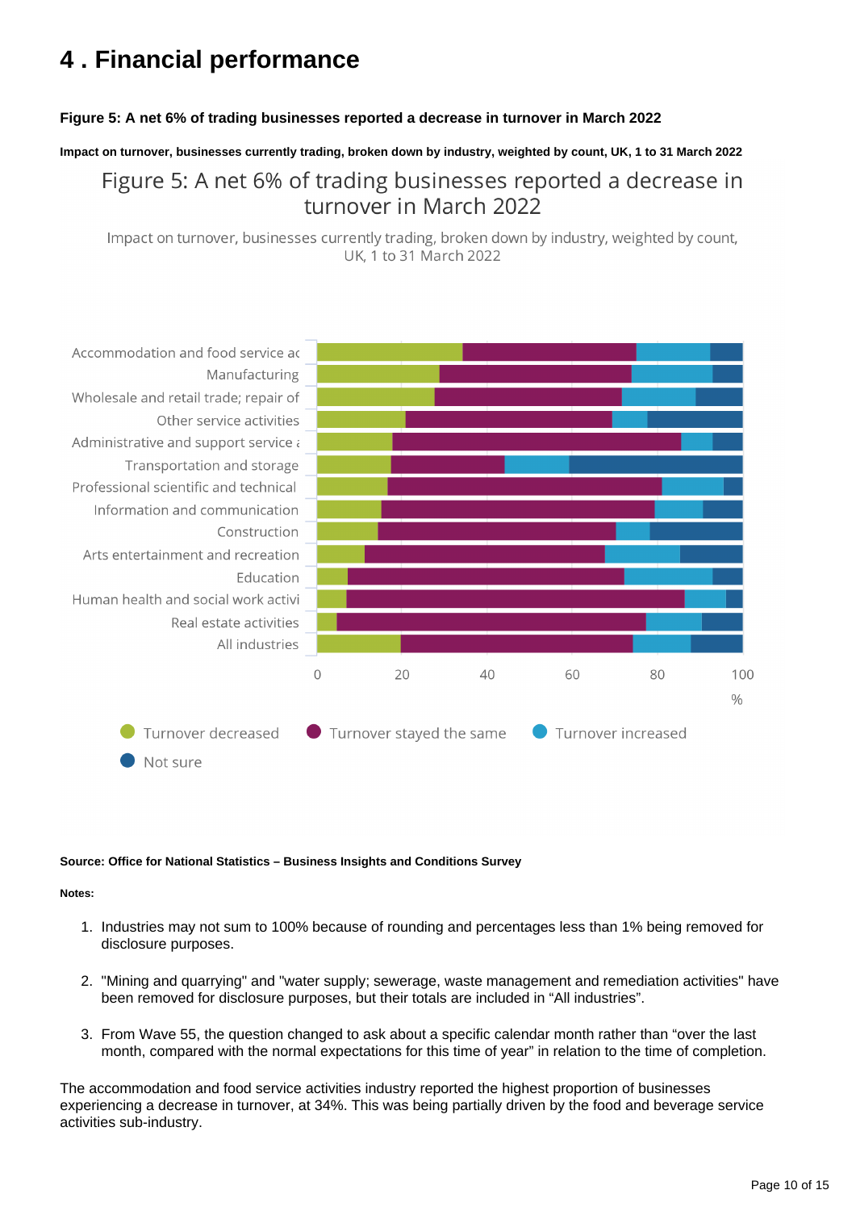# 4 . Financial performance

**Figure 5: A net 6% of trading businesses reported a decrease in turnover in March 2022**

**Impact on turnover, businesses currently trading, broken down by industry, weighted by count, UK, 1 to 31 March 2022**

Figure 5: A net 6% of trading businesses reported a decrease in turnover in March 2022

Impact on turnover, businesses currently trading, broken down by industry, weighted by count, UK, 1 to 31 March 2022

**Source: Office for National Statistics – Business Insights and Conditions Survey**

**Notes:**

1. Industries may not sum to 100% because of rounding and percentages less than 1% being removed for disclosure purposes.

2. "Mining and quarrying" and "water supply; sewerage, waste management and remediation activities" have been removed for disclosure purposes, but their totals are included in “All industries”.

3. From Wave 55, the question changed to ask about a specific calendar month rather than “over the last month, compared with the normal expectations for this time of year” in relation to the time of completion.

The accommodation and food service activities industry reported the highest proportion of businesses experiencing a decrease in turnover, at 34%. This was being partially driven by the food and beverage service activities sub-industry.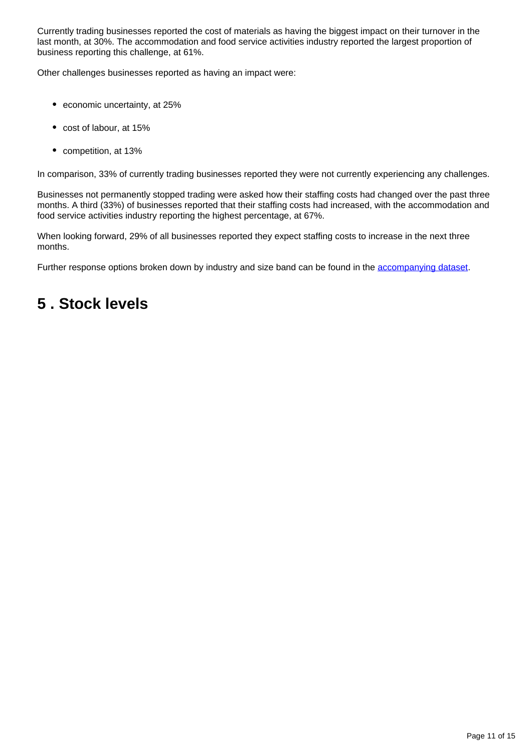Currently trading businesses reported the cost of materials as having the biggest impact on their turnover in the last month, at 30%. The accommodation and food service activities industry reported the largest proportion of business reporting this challenge, at 61%.

Other challenges businesses reported as having an impact were:

- economic uncertainty, at 25%
- cost of labour, at 15%
- competition, at 13%

In comparison, 33% of currently trading businesses reported they were not currently experiencing any challenges.

Businesses not permanently stopped trading were asked how their staffing costs had changed over the past three months. A third (33%) of businesses reported that their staffing costs had increased, with the accommodation and food service activities industry reporting the highest percentage, at 67%.

When looking forward, 29% of all businesses reported they expect staffing costs to increase in the next three months.

Further response options broken down by industry and size band can be found in the accompanying dataset.

## 5 . Stock levels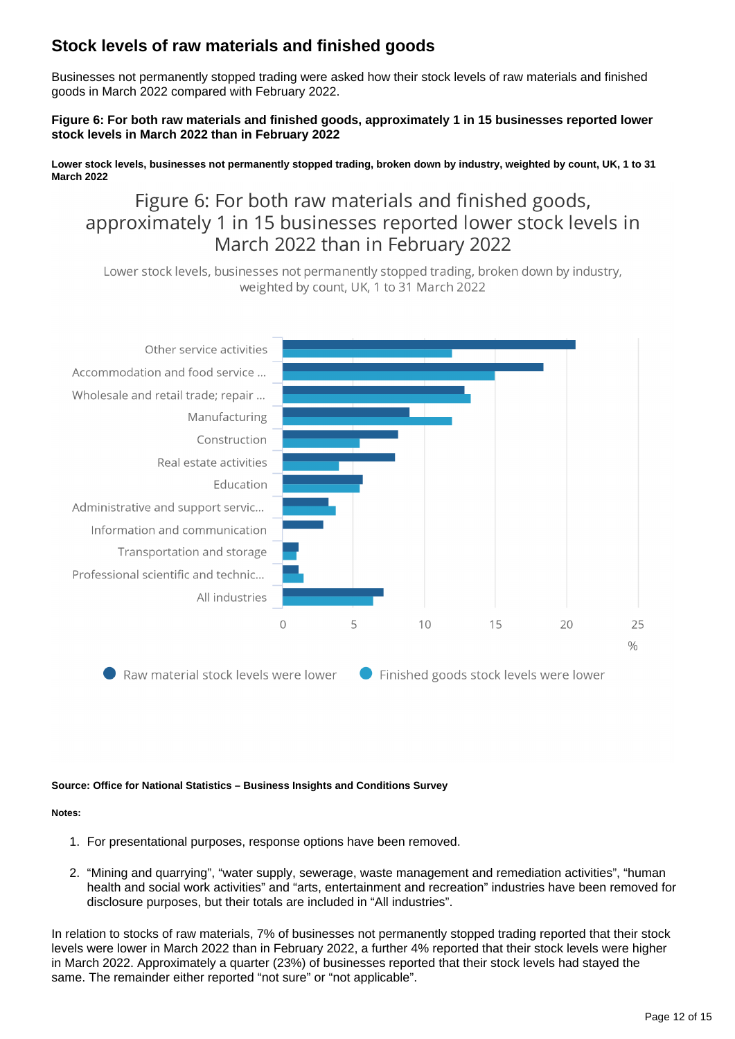## Stock levels of raw materials and finished goods

Businesses not permanently stopped trading were asked how their stock levels of raw materials and finished goods in March 2022 compared with February 2022.

**Figure 6: For both raw materials and finished goods, approximately 1 in 15 businesses reported lower stock levels in March 2022 than in February 2022**

**Lower stock levels, businesses not permanently stopped trading, broken down by industry, weighted by count, UK, 1 to 31 March 2022**

**Source: Office for National Statistics – Business Insights and Conditions Survey**

**Notes:**

1. For presentational purposes, response options have been removed.
2. "Mining and quarrying", "water supply, sewerage, waste management and remediation activities", "human health and social work activities" and "arts, entertainment and recreation" industries have been removed for disclosure purposes, but their totals are included in "All industries".

In relation to stocks of raw materials, 7% of businesses not permanently stopped trading reported that their stock levels were lower in March 2022 than in February 2022, a further 4% reported that their stock levels were higher in March 2022. Approximately a quarter (23%) of businesses reported that their stock levels had stayed the same. The remainder either reported "not sure" or "not applicable".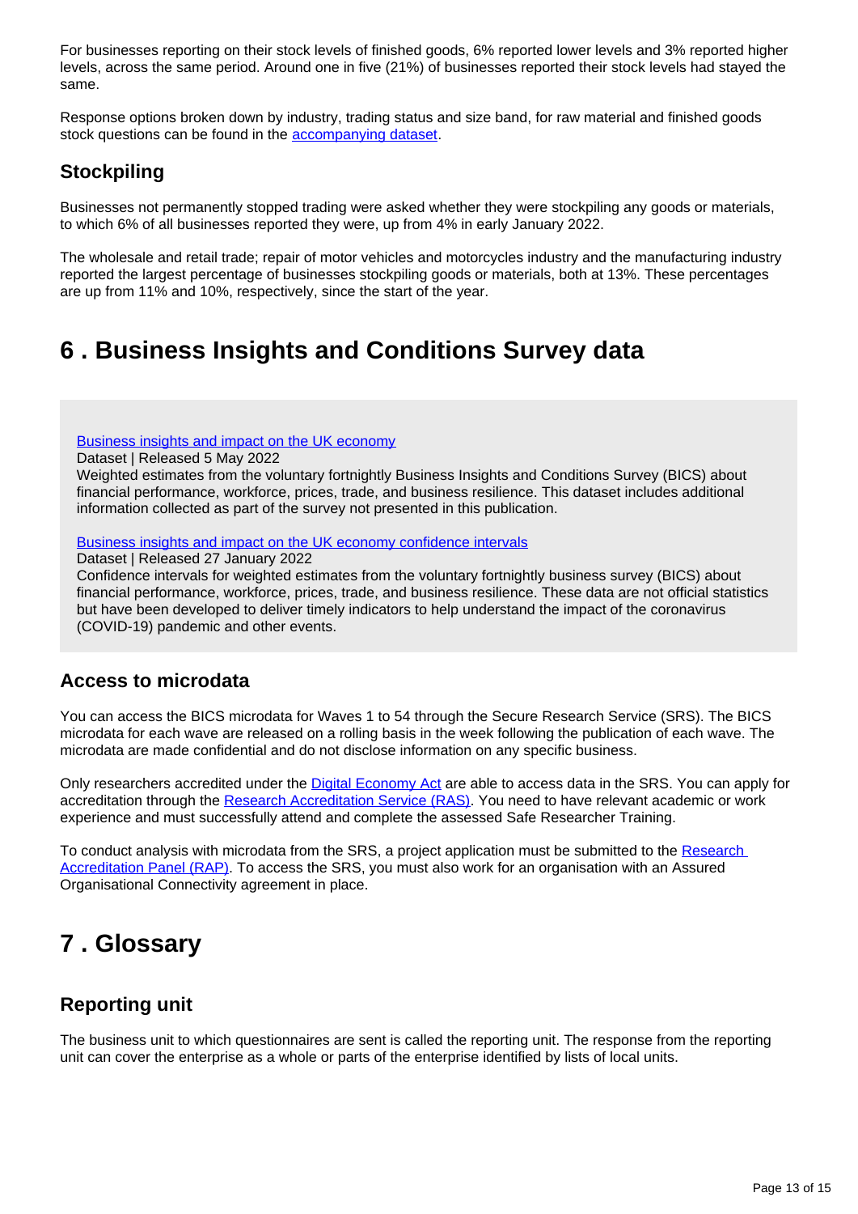For businesses reporting on their stock levels of finished goods, 6% reported lower levels and 3% reported higher levels, across the same period. Around one in five (21%) of businesses reported their stock levels had stayed the same.

Response options broken down by industry, trading status and size band, for raw material and finished goods stock questions can be found in the [accompanying dataset](#).

### Stockpiling

Businesses not permanently stopped trading were asked whether they were stockpiling any goods or materials, to which 6% of all businesses reported they were, up from 4% in early January 2022.

The wholesale and retail trade; repair of motor vehicles and motorcycles industry and the manufacturing industry reported the largest percentage of businesses stockpiling goods or materials, both at 13%. These percentages are up from 11% and 10%, respectively, since the start of the year.

## 6 . Business Insights and Conditions Survey data

[Business insights and impact on the UK economy](#)
Dataset | Released 5 May 2022
Weighted estimates from the voluntary fortnightly Business Insights and Conditions Survey (BICS) about financial performance, workforce, prices, trade, and business resilience. This dataset includes additional information collected as part of the survey not presented in this publication.

[Business insights and impact on the UK economy confidence intervals](#)
Dataset | Released 27 January 2022
Confidence intervals for weighted estimates from the voluntary fortnightly business survey (BICS) about financial performance, workforce, prices, trade, and business resilience. These data are not official statistics but have been developed to deliver timely indicators to help understand the impact of the coronavirus (COVID-19) pandemic and other events.

### Access to microdata

You can access the BICS microdata for Waves 1 to 54 through the Secure Research Service (SRS). The BICS microdata for each wave are released on a rolling basis in the week following the publication of each wave. The microdata are made confidential and do not disclose information on any specific business.

Only researchers accredited under the [Digital Economy Act](#) are able to access data in the SRS. You can apply for accreditation through the [Research Accreditation Service (RAS)](#). You need to have relevant academic or work experience and must successfully attend and complete the assessed Safe Researcher Training.

To conduct analysis with microdata from the SRS, a project application must be submitted to the [Research Accreditation Panel (RAP)](#). To access the SRS, you must also work for an organisation with an Assured Organisational Connectivity agreement in place.

## 7 . Glossary

### Reporting unit

The business unit to which questionnaires are sent is called the reporting unit. The response from the reporting unit can cover the enterprise as a whole or parts of the enterprise identified by lists of local units.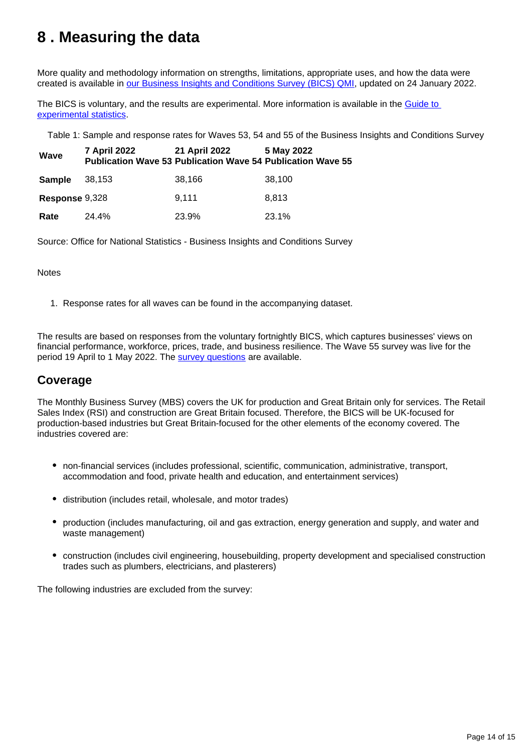# 8 . Measuring the data

More quality and methodology information on strengths, limitations, appropriate uses, and how the data were created is available in [our Business Insights and Conditions Survey (BICS) QMI](), updated on 24 January 2022.

The BICS is voluntary, and the results are experimental. More information is available in the [Guide to experimental statistics]().

Table 1: Sample and response rates for Waves 53, 54 and 55 of the Business Insights and Conditions Survey

| Wave | 7 April 2022 Publication Wave 53 | 21 April 2022 Publication Wave 54 | 5 May 2022 Publication Wave 55 |
|---|---|---|---|
| **Sample** | 38,153 | 38,166 | 38,100 |
| **Response** | 9,328 | 9,111 | 8,813 |
| **Rate** | 24.4% | 23.9% | 23.1% |

Source: Office for National Statistics - Business Insights and Conditions Survey

Notes

1. Response rates for all waves can be found in the accompanying dataset.

The results are based on responses from the voluntary fortnightly BICS, which captures businesses' views on financial performance, workforce, prices, trade, and business resilience. The Wave 55 survey was live for the period 19 April to 1 May 2022. The [survey questions]() are available.

## Coverage

The Monthly Business Survey (MBS) covers the UK for production and Great Britain only for services. The Retail Sales Index (RSI) and construction are Great Britain focused. Therefore, the BICS will be UK-focused for production-based industries but Great Britain-focused for the other elements of the economy covered. The industries covered are:

- non-financial services (includes professional, scientific, communication, administrative, transport, accommodation and food, private health and education, and entertainment services)
- distribution (includes retail, wholesale, and motor trades)
- production (includes manufacturing, oil and gas extraction, energy generation and supply, and water and waste management)
- construction (includes civil engineering, housebuilding, property development and specialised construction trades such as plumbers, electricians, and plasterers)

The following industries are excluded from the survey: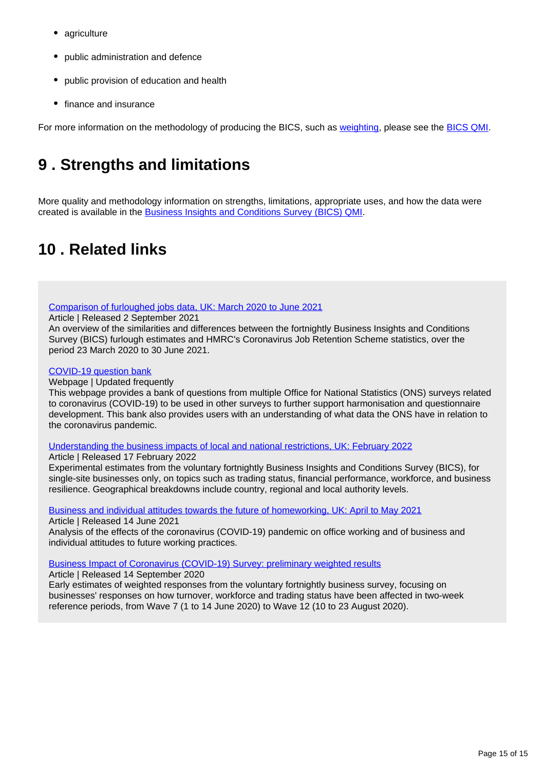- agriculture
- public administration and defence
- public provision of education and health
- finance and insurance

For more information on the methodology of producing the BICS, such as [weighting](), please see the [BICS QMI]().

## 9 . Strengths and limitations

More quality and methodology information on strengths, limitations, appropriate uses, and how the data were created is available in the [Business Insights and Conditions Survey (BICS) QMI]().

## 10 . Related links

[Comparison of furloughed jobs data, UK: March 2020 to June 2021]()
Article | Released 2 September 2021
An overview of the similarities and differences between the fortnightly Business Insights and Conditions Survey (BICS) furlough estimates and HMRC's Coronavirus Job Retention Scheme statistics, over the period 23 March 2020 to 30 June 2021.

[COVID-19 question bank]()
Webpage | Updated frequently
This webpage provides a bank of questions from multiple Office for National Statistics (ONS) surveys related to coronavirus (COVID-19) to be used in other surveys to further support harmonisation and questionnaire development. This bank also provides users with an understanding of what data the ONS have in relation to the coronavirus pandemic.

[Understanding the business impacts of local and national restrictions, UK: February 2022]()
Article | Released 17 February 2022
Experimental estimates from the voluntary fortnightly Business Insights and Conditions Survey (BICS), for single-site businesses only, on topics such as trading status, financial performance, workforce, and business resilience. Geographical breakdowns include country, regional and local authority levels.

[Business and individual attitudes towards the future of homeworking, UK: April to May 2021]()
Article | Released 14 June 2021
Analysis of the effects of the coronavirus (COVID-19) pandemic on office working and of business and individual attitudes to future working practices.

[Business Impact of Coronavirus (COVID-19) Survey: preliminary weighted results]()
Article | Released 14 September 2020
Early estimates of weighted responses from the voluntary fortnightly business survey, focusing on businesses' responses on how turnover, workforce and trading status have been affected in two-week reference periods, from Wave 7 (1 to 14 June 2020) to Wave 12 (10 to 23 August 2020).